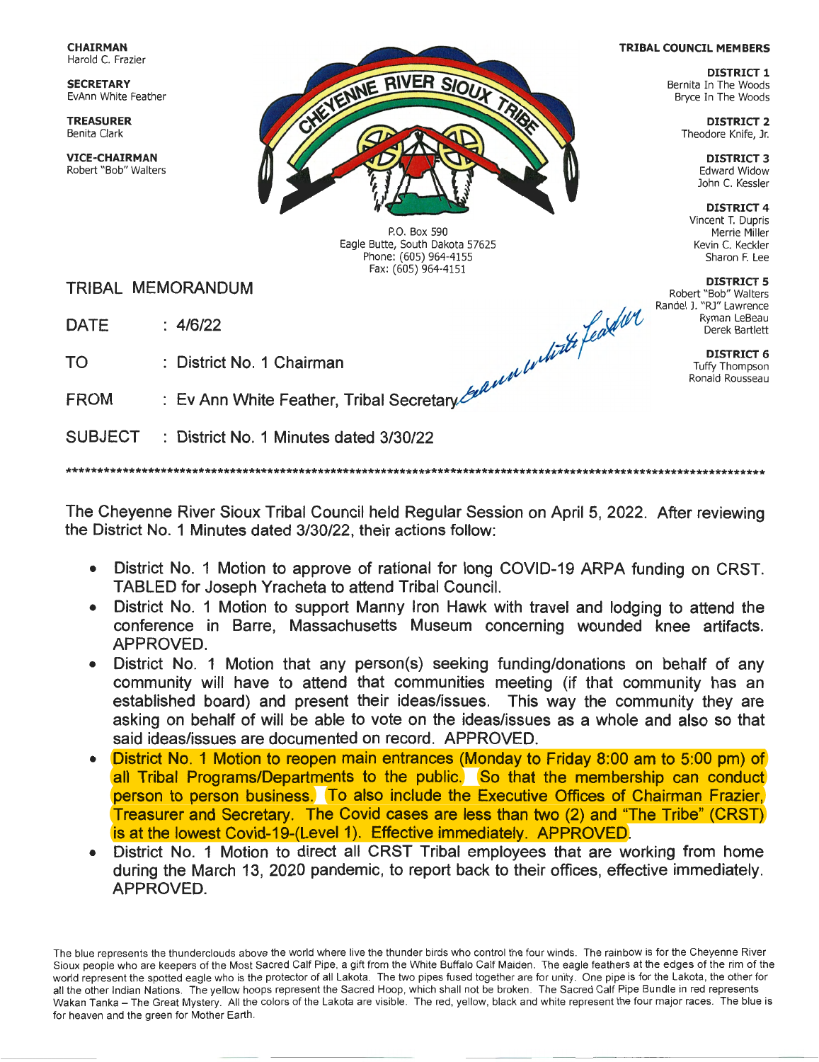**CHAIRMAN**
Harold C. Frazier

**SECRETARY**
EvAnn White Feather

**TREASURER**
Benita Clark

**VICE-CHAIRMAN**
Robert "Bob" Walters

CHEYENNE RIVER SIOUX TRIBE

P.O. Box 590
Eagle Butte, South Dakota 57625
Phone: (605) 964-4155
Fax: (605) 964-4151

**TRIBAL COUNCIL MEMBERS**

**DISTRICT 1**
Bernita In The Woods
Bryce In The Woods

**DISTRICT 2**
Theodore Knife, Jr.

**DISTRICT 3**
Edward Widow
John C. Kessler

**DISTRICT 4**
Vincent T. Dupris
Merrie Miller
Kevin C. Keckler
Sharon F. Lee

**DISTRICT 5**
Robert "Bob" Walters
Randel J. "RJ" Lawrence
Ryman LeBeau
Derek Bartlett

**DISTRICT 6**
Tuffy Thompson
Ronald Rousseau

# TRIBAL MEMORANDUM

DATE : 4/6/22

TO : District No. 1 Chairman

FROM : Ev Ann White Feather, Tribal Secretary

SUBJECT : District No. 1 Minutes dated 3/30/22

***************************************************************************************************************

The Cheyenne River Sioux Tribal Council held Regular Session on April 5, 2022. After reviewing the District No. 1 Minutes dated 3/30/22, their actions follow:

- District No. 1 Motion to approve of rational for long COVID-19 ARPA funding on CRST. TABLED for Joseph Yracheta to attend Tribal Council.
- District No. 1 Motion to support Manny Iron Hawk with travel and lodging to attend the conference in Barre, Massachusetts Museum concerning wounded knee artifacts. APPROVED.
- District No. 1 Motion that any person(s) seeking funding/donations on behalf of any community will have to attend that communities meeting (if that community has an established board) and present their ideas/issues. This way the community they are asking on behalf of will be able to vote on the ideas/issues as a whole and also so that said ideas/issues are documented on record. APPROVED.
- District No. 1 Motion to reopen main entrances (Monday to Friday 8:00 am to 5:00 pm) of all Tribal Programs/Departments to the public. So that the membership can conduct person to person business. To also include the Executive Offices of Chairman Frazier, Treasurer and Secretary. The Covid cases are less than two (2) and "The Tribe" (CRST) is at the lowest Covid-19-(Level 1). Effective immediately. APPROVED.
- District No. 1 Motion to direct all CRST Tribal employees that are working from home during the March 13, 2020 pandemic, to report back to their offices, effective immediately. APPROVED.

The blue represents the thunderclouds above the world where live the thunder birds who control the four winds. The rainbow is for the Cheyenne River Sioux people who are keepers of the Most Sacred Calf Pipe, a gift from the White Buffalo Calf Maiden. The eagle feathers at the edges of the rim of the world represent the spotted eagle who is the protector of all Lakota. The two pipes fused together are for unity. One pipe is for the Lakota, the other for all the other Indian Nations. The yellow hoops represent the Sacred Hoop, which shall not be broken. The Sacred Calf Pipe Bundle in red represents Wakan Tanka – The Great Mystery. All the colors of the Lakota are visible. The red, yellow, black and white represent the four major races. The blue is for heaven and the green for Mother Earth.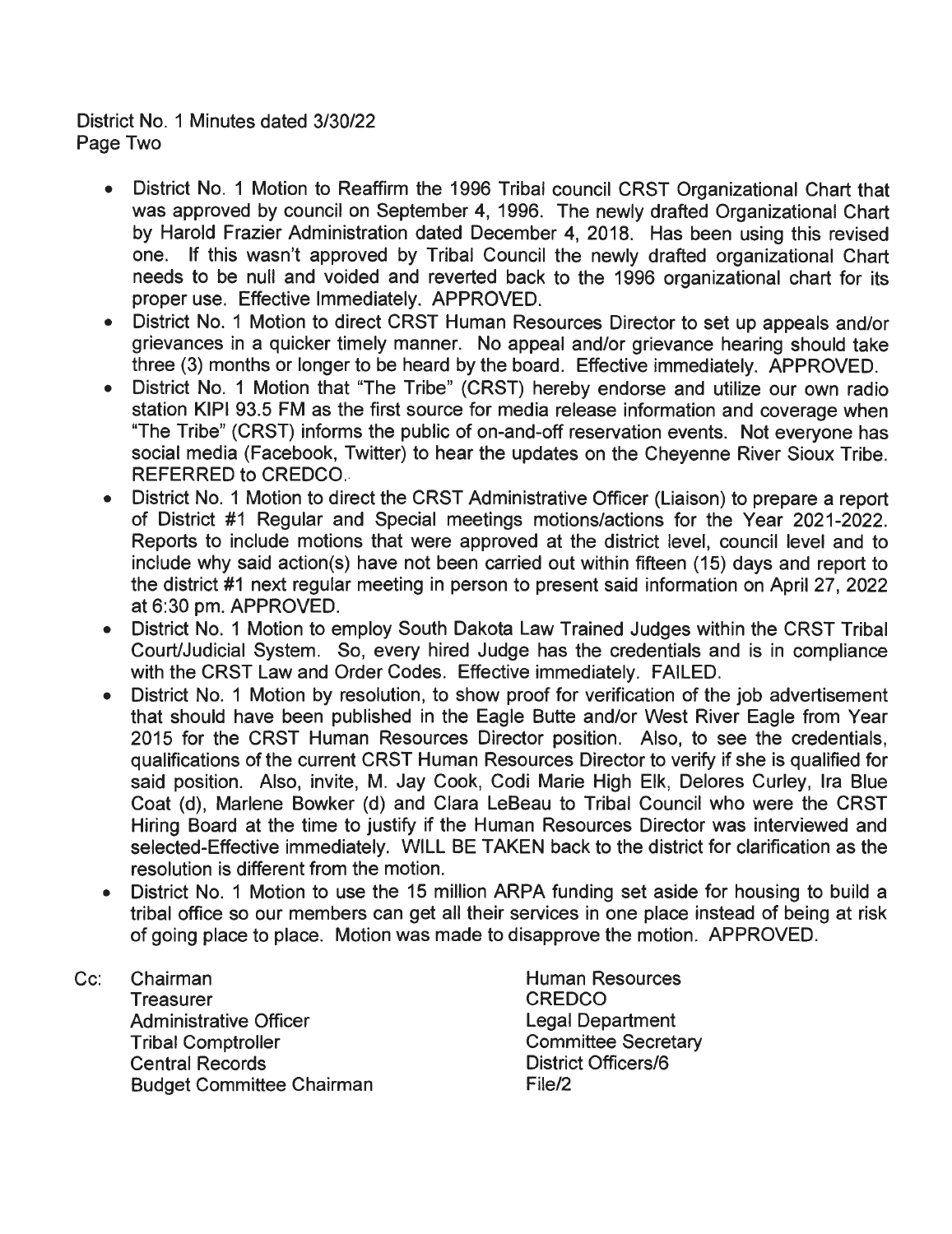District No. 1 Minutes dated 3/30/22
Page Two

- District No. 1 Motion to Reaffirm the 1996 Tribal council CRST Organizational Chart that was approved by council on September 4, 1996. The newly drafted Organizational Chart by Harold Frazier Administration dated December 4, 2018. Has been using this revised one. If this wasn't approved by Tribal Council the newly drafted organizational Chart needs to be null and voided and reverted back to the 1996 organizational chart for its proper use. Effective Immediately. APPROVED.
- District No. 1 Motion to direct CRST Human Resources Director to set up appeals and/or grievances in a quicker timely manner. No appeal and/or grievance hearing should take three (3) months or longer to be heard by the board. Effective immediately. APPROVED.
- District No. 1 Motion that "The Tribe" (CRST) hereby endorse and utilize our own radio station KIPI 93.5 FM as the first source for media release information and coverage when "The Tribe" (CRST) informs the public of on-and-off reservation events. Not everyone has social media (Facebook, Twitter) to hear the updates on the Cheyenne River Sioux Tribe. REFERRED to CREDCO.
- District No. 1 Motion to direct the CRST Administrative Officer (Liaison) to prepare a report of District #1 Regular and Special meetings motions/actions for the Year 2021-2022. Reports to include motions that were approved at the district level, council level and to include why said action(s) have not been carried out within fifteen (15) days and report to the district #1 next regular meeting in person to present said information on April 27, 2022 at 6:30 pm. APPROVED.
- District No. 1 Motion to employ South Dakota Law Trained Judges within the CRST Tribal Court/Judicial System. So, every hired Judge has the credentials and is in compliance with the CRST Law and Order Codes. Effective immediately. FAILED.
- District No. 1 Motion by resolution, to show proof for verification of the job advertisement that should have been published in the Eagle Butte and/or West River Eagle from Year 2015 for the CRST Human Resources Director position. Also, to see the credentials, qualifications of the current CRST Human Resources Director to verify if she is qualified for said position. Also, invite, M. Jay Cook, Codi Marie High Elk, Delores Curley, Ira Blue Coat (d), Marlene Bowker (d) and Clara LeBeau to Tribal Council who were the CRST Hiring Board at the time to justify if the Human Resources Director was interviewed and selected-Effective immediately. WILL BE TAKEN back to the district for clarification as the resolution is different from the motion.
- District No. 1 Motion to use the 15 million ARPA funding set aside for housing to build a tribal office so our members can get all their services in one place instead of being at risk of going place to place. Motion was made to disapprove the motion. APPROVED.

Cc: Chairman
Treasurer
Administrative Officer
Tribal Comptroller
Central Records
Budget Committee Chairman
Human Resources
CREDCO
Legal Department
Committee Secretary
District Officers/6
File/2